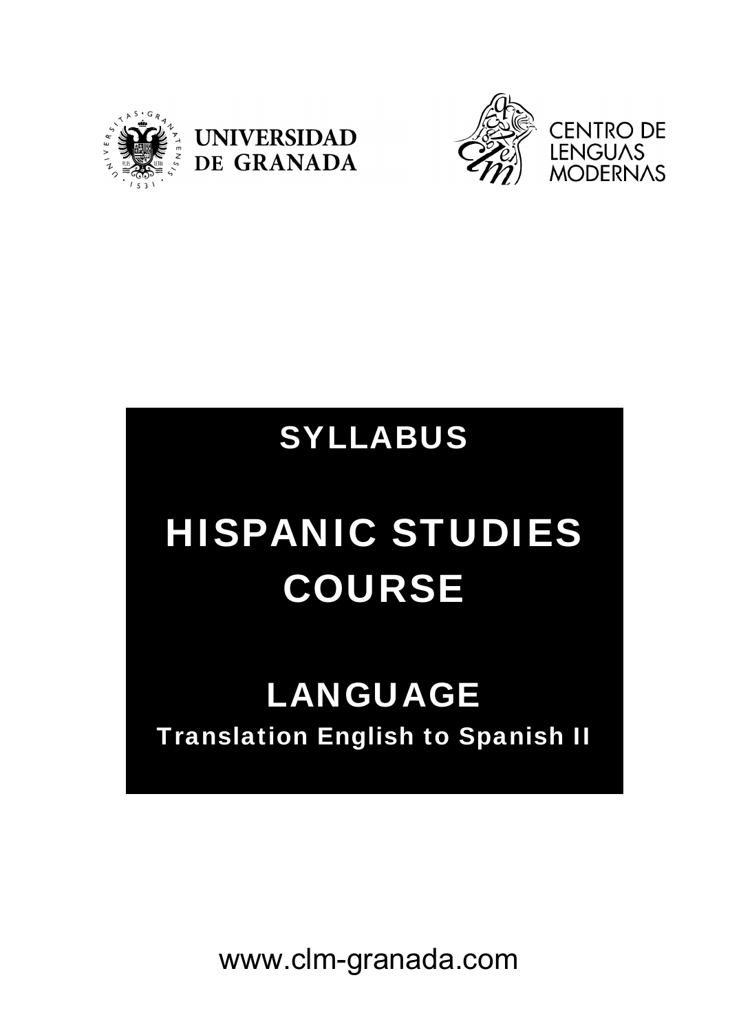UNIVERSIDAD DE GRANADA

CENTRO DE LENGUAS MODERNAS

# SYLLABUS

# HISPANIC STUDIES COURSE

## LANGUAGE

### Translation English to Spanish II

www.clm-granada.com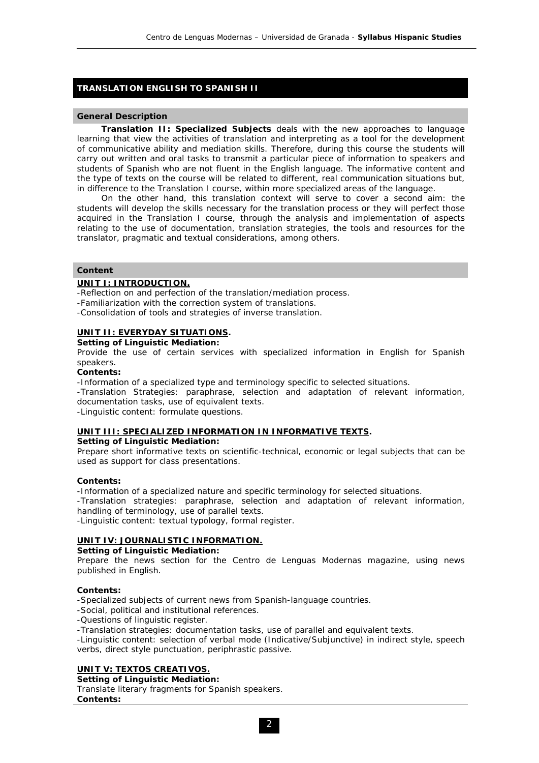## TRANSLATION ENGLISH TO SPANISH II

### General Description

**Translation II: Specialized Subjects** deals with the new approaches to language learning that view the activities of translation and interpreting as a tool for the development of communicative ability and mediation skills. Therefore, during this course the students will carry out written and oral tasks to transmit a particular piece of information to speakers and students of Spanish who are not fluent in the English language. The informative content and the type of texts on the course will be related to different, real communication situations but, in difference to the Translation I course, within more specialized areas of the language.

On the other hand, this translation context will serve to cover a second aim: the students will develop the skills necessary for the translation process or they will perfect those acquired in the Translation I course, through the analysis and implementation of aspects relating to the use of documentation, translation strategies, the tools and resources for the translator, pragmatic and textual considerations, among others.

### Content

**UNIT I: INTRODUCTION.**

-Reflection on and perfection of the translation/mediation process.
-Familiarization with the correction system of translations.
-Consolidation of tools and strategies of inverse translation.

**UNIT II: EVERYDAY SITUATIONS.**

**Setting of Linguistic Mediation:**
Provide the use of certain services with specialized information in English for Spanish speakers.

**Contents:**
-Information of a specialized type and terminology specific to selected situations.
-Translation Strategies: paraphrase, selection and adaptation of relevant information, documentation tasks, use of equivalent texts.
-Linguistic content: formulate questions.

**UNIT III: SPECIALIZED INFORMATION IN INFORMATIVE TEXTS.**

**Setting of Linguistic Mediation:**
Prepare short informative texts on scientific-technical, economic or legal subjects that can be used as support for class presentations.

**Contents:**
-Information of a specialized nature and specific terminology for selected situations.
-Translation strategies: paraphrase, selection and adaptation of relevant information, handling of terminology, use of parallel texts.
-Linguistic content: textual typology, formal register.

**UNIT IV: JOURNALISTIC INFORMATION.**

**Setting of Linguistic Mediation:**
Prepare the news section for the Centro de Lenguas Modernas magazine, using news published in English.

**Contents:**
-Specialized subjects of current news from Spanish-language countries.
-Social, political and institutional references.
-Questions of linguistic register.
-Translation strategies: documentation tasks, use of parallel and equivalent texts.
-Linguistic content: selection of verbal mode (Indicative/Subjunctive) in indirect style, speech verbs, direct style punctuation, periphrastic passive.

**UNIT V: TEXTOS CREATIVOS.**

**Setting of Linguistic Mediation:**
Translate literary fragments for Spanish speakers.

**Contents:**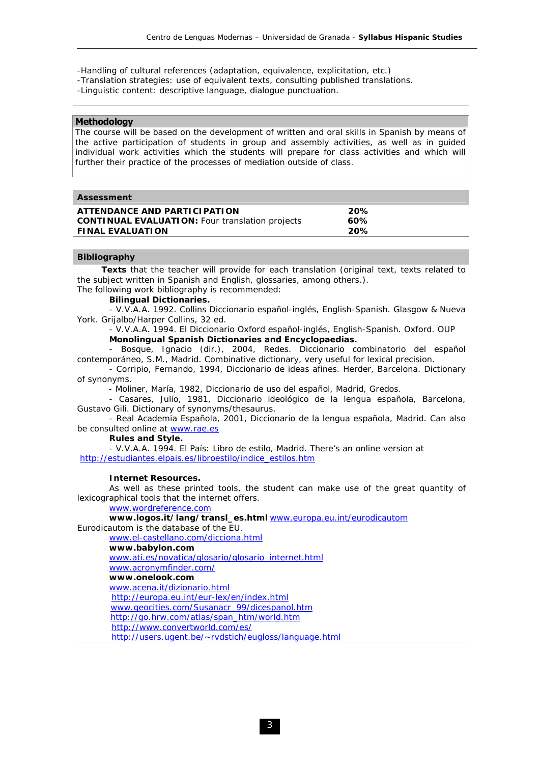-Handling of cultural references (adaptation, equivalence, explicitation, etc.)
-Translation strategies: use of equivalent texts, consulting published translations.
-Linguistic content: descriptive language, dialogue punctuation.

## Methodology

The course will be based on the development of written and oral skills in Spanish by means of the active participation of students in group and assembly activities, as well as in guided individual work activities which the students will prepare for class activities and which will further their practice of the processes of mediation outside of class.

## Assessment

| | |
|---|---|
| **ATTENDANCE AND PARTICIPATION** | **20%** |
| **CONTINUAL EVALUATION:** Four translation projects | **60%** |
| **FINAL EVALUATION** | **20%** |

## Bibliography

**Texts** that the teacher will provide for each translation (original text, texts related to the subject written in Spanish and English, glossaries, among others.).
The following work bibliography is recommended:

**Bilingual Dictionaries.**

- V.V.A.A. 1992. Collins Diccionario español-inglés, English-Spanish. Glasgow & Nueva York. Grijalbo/Harper Collins, 32 ed.
- V.V.A.A. 1994. El Diccionario Oxford español-inglés, English-Spanish. Oxford. OUP

**Monolingual Spanish Dictionaries and Encyclopaedias.**

- Bosque, Ignacio (dir.), 2004, Redes. Diccionario combinatorio del español contemporáneo, S.M., Madrid. Combinative dictionary, very useful for lexical precision.
- Corripio, Fernando, 1994, Diccionario de ideas afines. Herder, Barcelona. Dictionary of synonyms.
- Moliner, María, 1982, Diccionario de uso del español, Madrid, Gredos.
- Casares, Julio, 1981, Diccionario ideológico de la lengua española, Barcelona, Gustavo Gili. Dictionary of synonyms/thesaurus.
- Real Academia Española, 2001, Diccionario de la lengua española, Madrid. Can also be consulted online at www.rae.es

**Rules and Style.**

- V.V.A.A. 1994. El País: Libro de estilo, Madrid. There's an online version at http://estudiantes.elpais.es/libroestilo/indice_estilos.htm

**Internet Resources.**

As well as these printed tools, the student can make use of the great quantity of lexicographical tools that the internet offers.

www.wordreference.com
**www.logos.it/lang/transl_es.html** www.europa.eu.int/eurodicautom
Eurodicautom is the database of the EU.
www.el-castellano.com/dicciona.html
**www.babylon.com**
www.ati.es/novatica/glosario/glosario_internet.html
www.acronymfinder.com/
**www.onelook.com**
www.acena.it/dizionario.html
http://europa.eu.int/eur-lex/en/index.html
www.geocities.com/Susanacr_99/dicespanol.htm
http://go.hrw.com/atlas/span_htm/world.htm
http://www.convertworld.com/es/
http://users.ugent.be/~rvdstich/eugloss/language.html